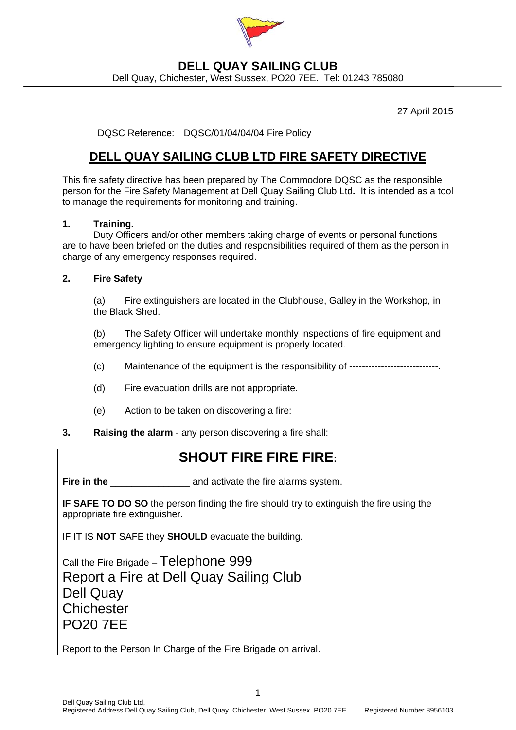**DELL QUAY SAILING CLUB**

Dell Quay, Chichester, West Sussex, PO20 7EE. Tel: 01243 785080

27 April 2015

DQSC Reference: DQSC/01/04/04/04 Fire Policy

# DELL QUAY SAILING CLUB LTD FIRE SAFETY DIRECTIVE

This fire safety directive has been prepared by The Commodore DQSC as the responsible person for the Fire Safety Management at Dell Quay Sailing Club Ltd**.** It is intended as a tool to manage the requirements for monitoring and training.

**1. Training.**

Duty Officers and/or other members taking charge of events or personal functions are to have been briefed on the duties and responsibilities required of them as the person in charge of any emergency responses required.

**2. Fire Safety**

(a) Fire extinguishers are located in the Clubhouse, Galley in the Workshop, in the Black Shed.

(b) The Safety Officer will undertake monthly inspections of fire equipment and emergency lighting to ensure equipment is properly located.

(c) Maintenance of the equipment is the responsibility of ----------------------------.

(d) Fire evacuation drills are not appropriate.

(e) Action to be taken on discovering a fire:

**3. Raising the alarm** - any person discovering a fire shall:

## SHOUT FIRE FIRE FIRE:

**Fire in the** _______________ and activate the fire alarms system.

**IF SAFE TO DO SO** the person finding the fire should try to extinguish the fire using the appropriate fire extinguisher.

IF IT IS **NOT** SAFE they **SHOULD** evacuate the building.

Call the Fire Brigade – Telephone 999
Report a Fire at Dell Quay Sailing Club
Dell Quay
Chichester
PO20 7EE

Report to the Person In Charge of the Fire Brigade on arrival.

Dell Quay Sailing Club Ltd,
Registered Address Dell Quay Sailing Club, Dell Quay, Chichester, West Sussex, PO20 7EE. Registered Number 8956103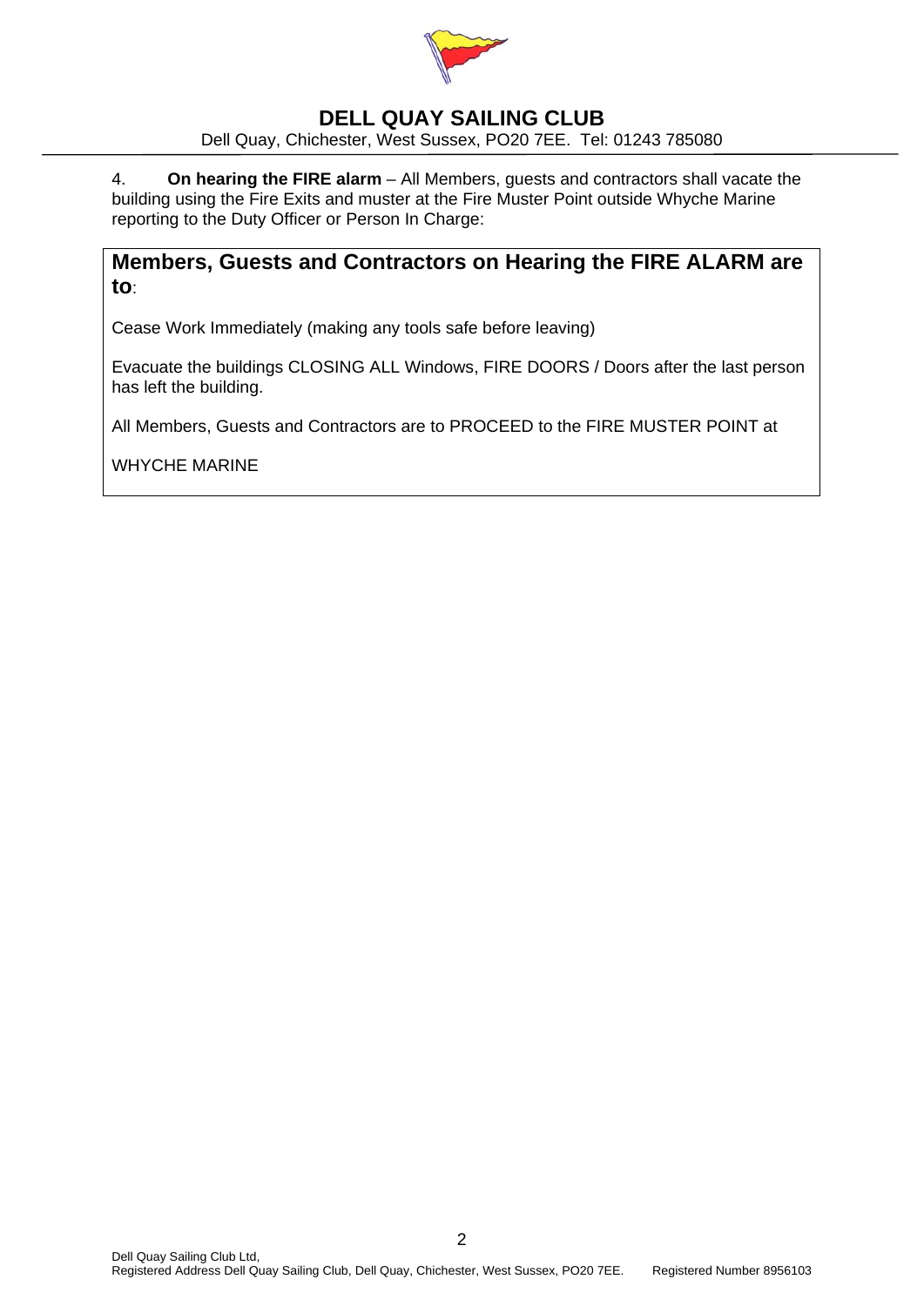4. **On hearing the FIRE alarm** – All Members, guests and contractors shall vacate the building using the Fire Exits and muster at the Fire Muster Point outside Whyche Marine reporting to the Duty Officer or Person In Charge:

## Members, Guests and Contractors on Hearing the FIRE ALARM are to:

Cease Work Immediately (making any tools safe before leaving)

Evacuate the buildings CLOSING ALL Windows, FIRE DOORS / Doors after the last person has left the building.

All Members, Guests and Contractors are to PROCEED to the FIRE MUSTER POINT at

WHYCHE MARINE